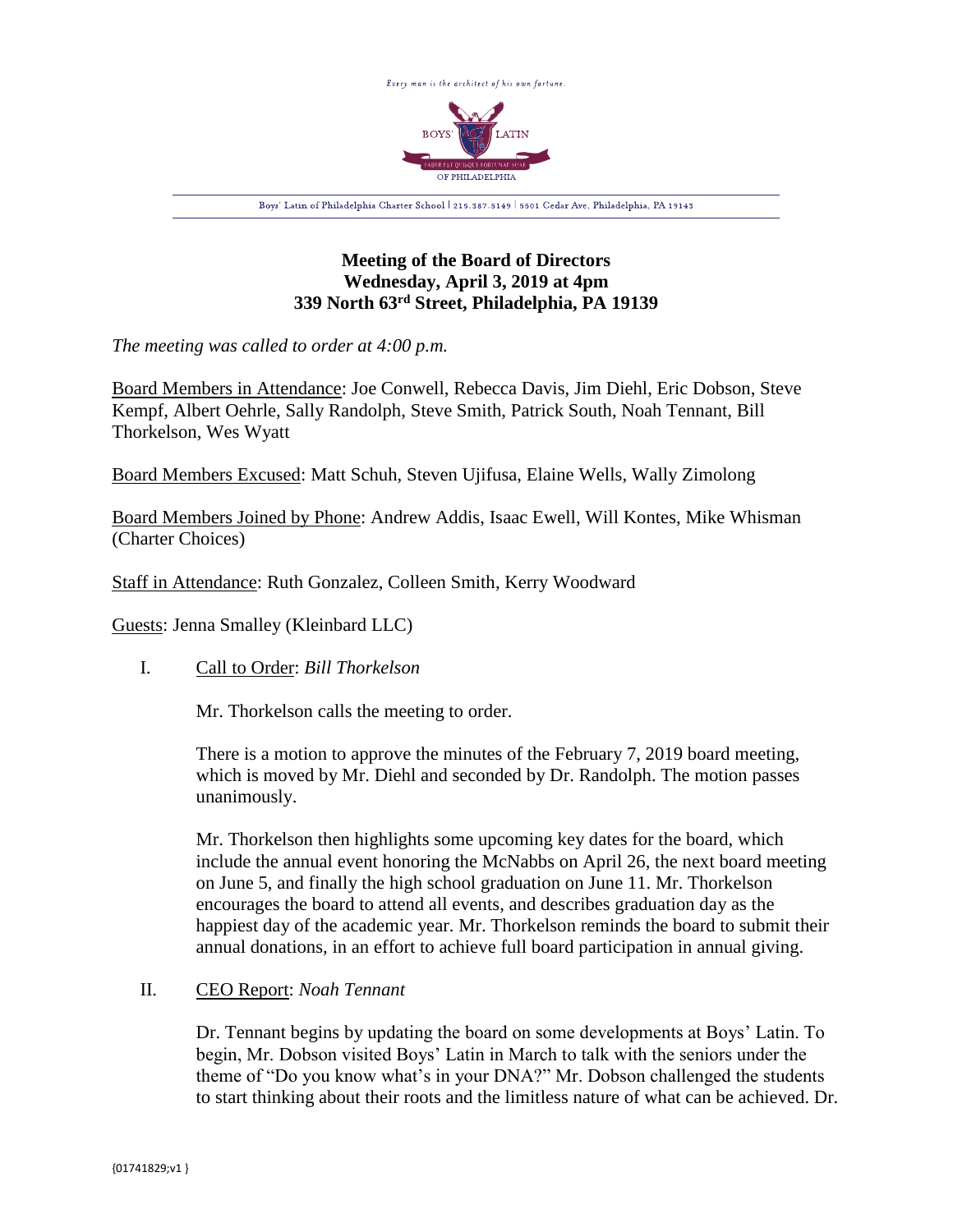Every man is the architect of his own fortune.

BOYS' LATIN

FABER EST QUISQUE FORTUNAE SUAE

OF PHILADELPHIA

Boys' Latin of Philadelphia Charter School | 215.387.5149 | 5501 Cedar Ave, Philadelphia, PA 19143

# Meeting of the Board of Directors
## Wednesday, April 3, 2019 at 4pm
## 339 North 63rd Street, Philadelphia, PA 19139

*The meeting was called to order at 4:00 p.m.*

Board Members in Attendance: Joe Conwell, Rebecca Davis, Jim Diehl, Eric Dobson, Steve Kempf, Albert Oehrle, Sally Randolph, Steve Smith, Patrick South, Noah Tennant, Bill Thorkelson, Wes Wyatt

Board Members Excused: Matt Schuh, Steven Ujifusa, Elaine Wells, Wally Zimolong

Board Members Joined by Phone: Andrew Addis, Isaac Ewell, Will Kontes, Mike Whisman (Charter Choices)

Staff in Attendance: Ruth Gonzalez, Colleen Smith, Kerry Woodward

Guests: Jenna Smalley (Kleinbard LLC)

I. Call to Order: *Bill Thorkelson*

Mr. Thorkelson calls the meeting to order.

There is a motion to approve the minutes of the February 7, 2019 board meeting, which is moved by Mr. Diehl and seconded by Dr. Randolph. The motion passes unanimously.

Mr. Thorkelson then highlights some upcoming key dates for the board, which include the annual event honoring the McNabbs on April 26, the next board meeting on June 5, and finally the high school graduation on June 11. Mr. Thorkelson encourages the board to attend all events, and describes graduation day as the happiest day of the academic year. Mr. Thorkelson reminds the board to submit their annual donations, in an effort to achieve full board participation in annual giving.

II. CEO Report: *Noah Tennant*

Dr. Tennant begins by updating the board on some developments at Boys' Latin. To begin, Mr. Dobson visited Boys' Latin in March to talk with the seniors under the theme of "Do you know what's in your DNA?" Mr. Dobson challenged the students to start thinking about their roots and the limitless nature of what can be achieved. Dr.

{01741829;v1 }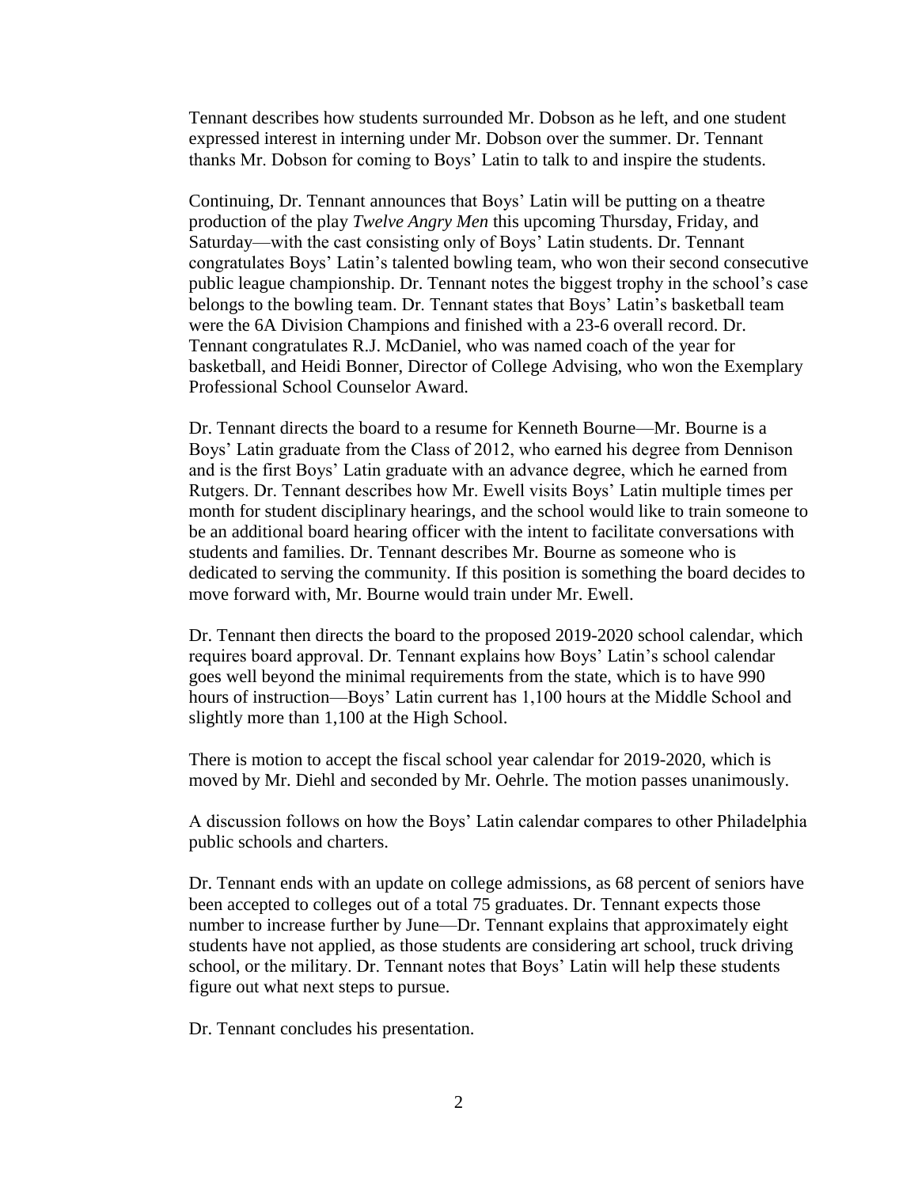Tennant describes how students surrounded Mr. Dobson as he left, and one student expressed interest in interning under Mr. Dobson over the summer. Dr. Tennant thanks Mr. Dobson for coming to Boys' Latin to talk to and inspire the students.

Continuing, Dr. Tennant announces that Boys' Latin will be putting on a theatre production of the play *Twelve Angry Men* this upcoming Thursday, Friday, and Saturday—with the cast consisting only of Boys' Latin students. Dr. Tennant congratulates Boys' Latin's talented bowling team, who won their second consecutive public league championship. Dr. Tennant notes the biggest trophy in the school's case belongs to the bowling team. Dr. Tennant states that Boys' Latin's basketball team were the 6A Division Champions and finished with a 23-6 overall record. Dr. Tennant congratulates R.J. McDaniel, who was named coach of the year for basketball, and Heidi Bonner, Director of College Advising, who won the Exemplary Professional School Counselor Award.

Dr. Tennant directs the board to a resume for Kenneth Bourne—Mr. Bourne is a Boys' Latin graduate from the Class of 2012, who earned his degree from Dennison and is the first Boys' Latin graduate with an advance degree, which he earned from Rutgers. Dr. Tennant describes how Mr. Ewell visits Boys' Latin multiple times per month for student disciplinary hearings, and the school would like to train someone to be an additional board hearing officer with the intent to facilitate conversations with students and families. Dr. Tennant describes Mr. Bourne as someone who is dedicated to serving the community. If this position is something the board decides to move forward with, Mr. Bourne would train under Mr. Ewell.

Dr. Tennant then directs the board to the proposed 2019-2020 school calendar, which requires board approval. Dr. Tennant explains how Boys' Latin's school calendar goes well beyond the minimal requirements from the state, which is to have 990 hours of instruction—Boys' Latin current has 1,100 hours at the Middle School and slightly more than 1,100 at the High School.

There is motion to accept the fiscal school year calendar for 2019-2020, which is moved by Mr. Diehl and seconded by Mr. Oehrle. The motion passes unanimously.

A discussion follows on how the Boys' Latin calendar compares to other Philadelphia public schools and charters.

Dr. Tennant ends with an update on college admissions, as 68 percent of seniors have been accepted to colleges out of a total 75 graduates. Dr. Tennant expects those number to increase further by June—Dr. Tennant explains that approximately eight students have not applied, as those students are considering art school, truck driving school, or the military. Dr. Tennant notes that Boys' Latin will help these students figure out what next steps to pursue.

Dr. Tennant concludes his presentation.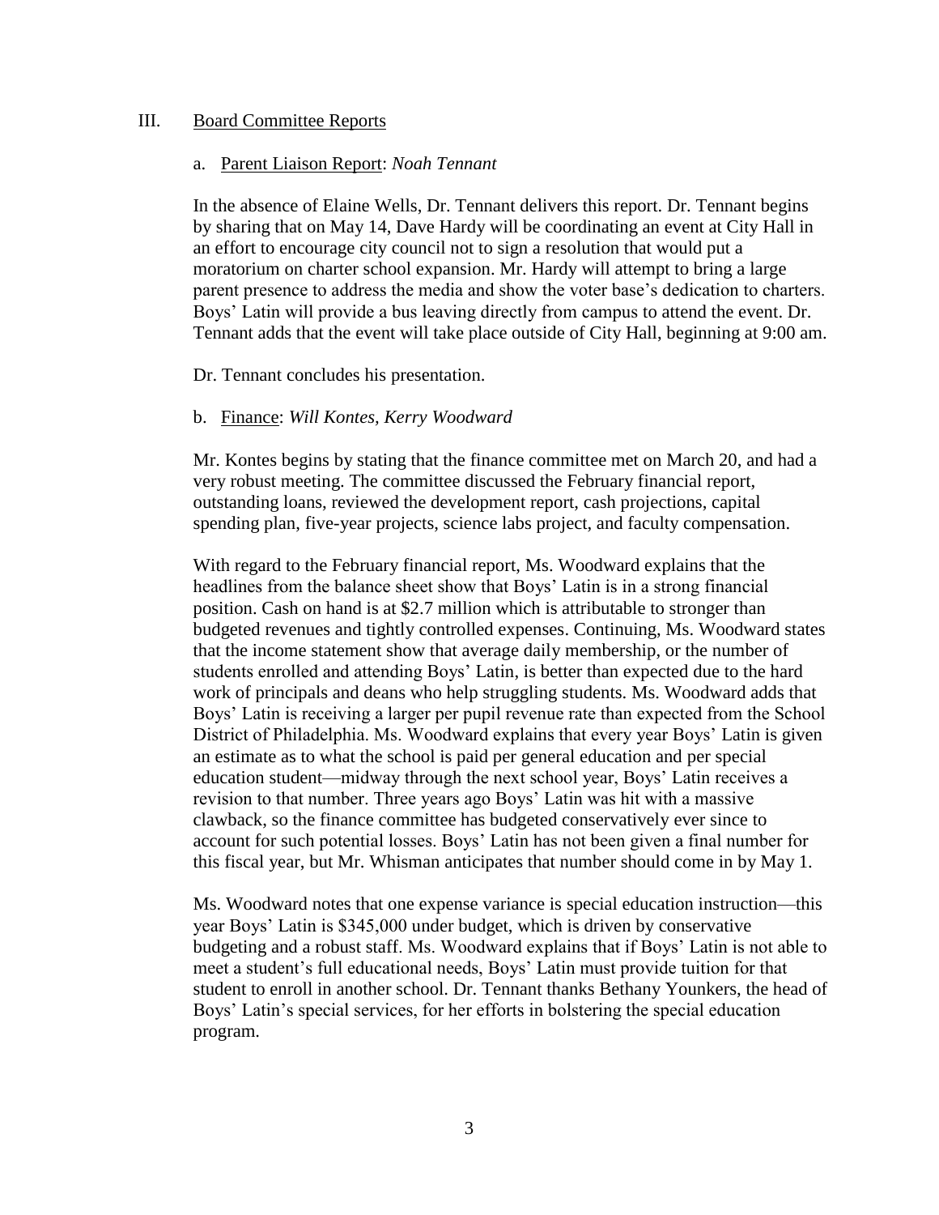## III. Board Committee Reports

### a. Parent Liaison Report: *Noah Tennant*

In the absence of Elaine Wells, Dr. Tennant delivers this report. Dr. Tennant begins by sharing that on May 14, Dave Hardy will be coordinating an event at City Hall in an effort to encourage city council not to sign a resolution that would put a moratorium on charter school expansion. Mr. Hardy will attempt to bring a large parent presence to address the media and show the voter base's dedication to charters. Boys' Latin will provide a bus leaving directly from campus to attend the event. Dr. Tennant adds that the event will take place outside of City Hall, beginning at 9:00 am.

Dr. Tennant concludes his presentation.

### b. Finance: *Will Kontes, Kerry Woodward*

Mr. Kontes begins by stating that the finance committee met on March 20, and had a very robust meeting. The committee discussed the February financial report, outstanding loans, reviewed the development report, cash projections, capital spending plan, five-year projects, science labs project, and faculty compensation.

With regard to the February financial report, Ms. Woodward explains that the headlines from the balance sheet show that Boys' Latin is in a strong financial position. Cash on hand is at $2.7 million which is attributable to stronger than budgeted revenues and tightly controlled expenses. Continuing, Ms. Woodward states that the income statement show that average daily membership, or the number of students enrolled and attending Boys' Latin, is better than expected due to the hard work of principals and deans who help struggling students. Ms. Woodward adds that Boys' Latin is receiving a larger per pupil revenue rate than expected from the School District of Philadelphia. Ms. Woodward explains that every year Boys' Latin is given an estimate as to what the school is paid per general education and per special education student—midway through the next school year, Boys' Latin receives a revision to that number. Three years ago Boys' Latin was hit with a massive clawback, so the finance committee has budgeted conservatively ever since to account for such potential losses. Boys' Latin has not been given a final number for this fiscal year, but Mr. Whisman anticipates that number should come in by May 1.

Ms. Woodward notes that one expense variance is special education instruction—this year Boys' Latin is $345,000 under budget, which is driven by conservative budgeting and a robust staff. Ms. Woodward explains that if Boys' Latin is not able to meet a student's full educational needs, Boys' Latin must provide tuition for that student to enroll in another school. Dr. Tennant thanks Bethany Younkers, the head of Boys' Latin's special services, for her efforts in bolstering the special education program.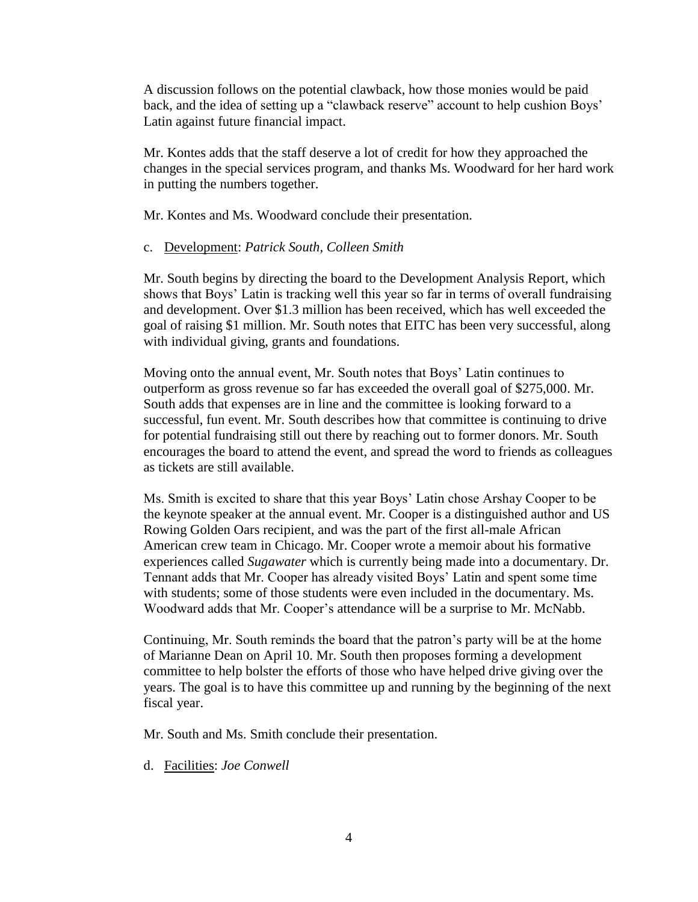A discussion follows on the potential clawback, how those monies would be paid back, and the idea of setting up a "clawback reserve" account to help cushion Boys' Latin against future financial impact.

Mr. Kontes adds that the staff deserve a lot of credit for how they approached the changes in the special services program, and thanks Ms. Woodward for her hard work in putting the numbers together.

Mr. Kontes and Ms. Woodward conclude their presentation.

c. Development: *Patrick South*, *Colleen Smith*

Mr. South begins by directing the board to the Development Analysis Report, which shows that Boys' Latin is tracking well this year so far in terms of overall fundraising and development. Over $1.3 million has been received, which has well exceeded the goal of raising $1 million. Mr. South notes that EITC has been very successful, along with individual giving, grants and foundations.

Moving onto the annual event, Mr. South notes that Boys' Latin continues to outperform as gross revenue so far has exceeded the overall goal of $275,000. Mr. South adds that expenses are in line and the committee is looking forward to a successful, fun event. Mr. South describes how that committee is continuing to drive for potential fundraising still out there by reaching out to former donors. Mr. South encourages the board to attend the event, and spread the word to friends as colleagues as tickets are still available.

Ms. Smith is excited to share that this year Boys' Latin chose Arshay Cooper to be the keynote speaker at the annual event. Mr. Cooper is a distinguished author and US Rowing Golden Oars recipient, and was the part of the first all-male African American crew team in Chicago. Mr. Cooper wrote a memoir about his formative experiences called *Sugawater* which is currently being made into a documentary. Dr. Tennant adds that Mr. Cooper has already visited Boys' Latin and spent some time with students; some of those students were even included in the documentary. Ms. Woodward adds that Mr. Cooper's attendance will be a surprise to Mr. McNabb.

Continuing, Mr. South reminds the board that the patron's party will be at the home of Marianne Dean on April 10. Mr. South then proposes forming a development committee to help bolster the efforts of those who have helped drive giving over the years. The goal is to have this committee up and running by the beginning of the next fiscal year.

Mr. South and Ms. Smith conclude their presentation.

d. Facilities: *Joe Conwell*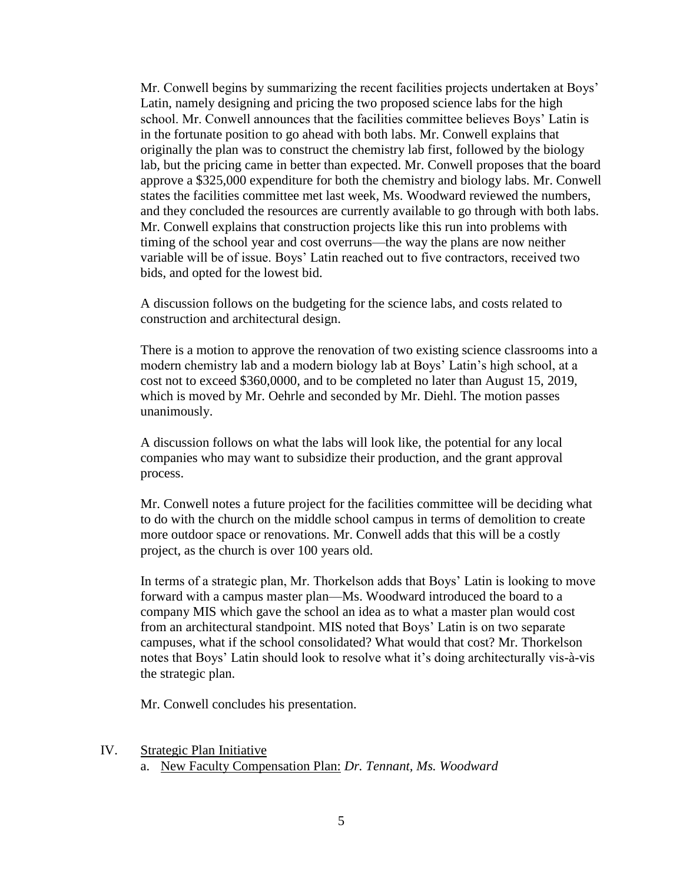Mr. Conwell begins by summarizing the recent facilities projects undertaken at Boys' Latin, namely designing and pricing the two proposed science labs for the high school. Mr. Conwell announces that the facilities committee believes Boys' Latin is in the fortunate position to go ahead with both labs. Mr. Conwell explains that originally the plan was to construct the chemistry lab first, followed by the biology lab, but the pricing came in better than expected. Mr. Conwell proposes that the board approve a $325,000 expenditure for both the chemistry and biology labs. Mr. Conwell states the facilities committee met last week, Ms. Woodward reviewed the numbers, and they concluded the resources are currently available to go through with both labs. Mr. Conwell explains that construction projects like this run into problems with timing of the school year and cost overruns—the way the plans are now neither variable will be of issue. Boys' Latin reached out to five contractors, received two bids, and opted for the lowest bid.

A discussion follows on the budgeting for the science labs, and costs related to construction and architectural design.

There is a motion to approve the renovation of two existing science classrooms into a modern chemistry lab and a modern biology lab at Boys' Latin's high school, at a cost not to exceed $360,0000, and to be completed no later than August 15, 2019, which is moved by Mr. Oehrle and seconded by Mr. Diehl. The motion passes unanimously.

A discussion follows on what the labs will look like, the potential for any local companies who may want to subsidize their production, and the grant approval process.

Mr. Conwell notes a future project for the facilities committee will be deciding what to do with the church on the middle school campus in terms of demolition to create more outdoor space or renovations. Mr. Conwell adds that this will be a costly project, as the church is over 100 years old.

In terms of a strategic plan, Mr. Thorkelson adds that Boys' Latin is looking to move forward with a campus master plan—Ms. Woodward introduced the board to a company MIS which gave the school an idea as to what a master plan would cost from an architectural standpoint. MIS noted that Boys' Latin is on two separate campuses, what if the school consolidated? What would that cost? Mr. Thorkelson notes that Boys' Latin should look to resolve what it's doing architecturally vis-à-vis the strategic plan.

Mr. Conwell concludes his presentation.

IV. Strategic Plan Initiative

a. New Faculty Compensation Plan: *Dr. Tennant, Ms. Woodward*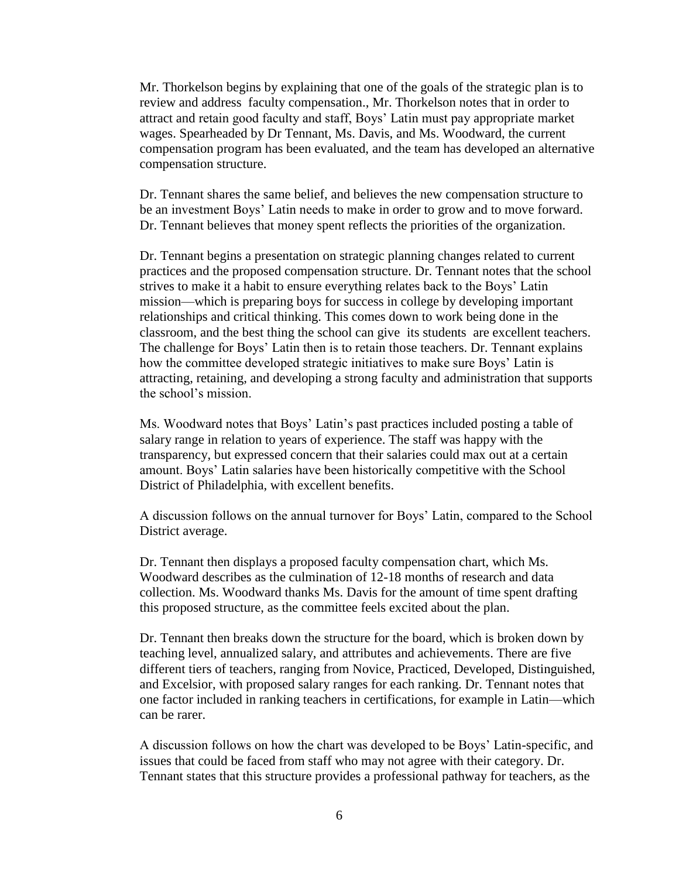Mr. Thorkelson begins by explaining that one of the goals of the strategic plan is to review and address faculty compensation., Mr. Thorkelson notes that in order to attract and retain good faculty and staff, Boys' Latin must pay appropriate market wages. Spearheaded by Dr Tennant, Ms. Davis, and Ms. Woodward, the current compensation program has been evaluated, and the team has developed an alternative compensation structure.

Dr. Tennant shares the same belief, and believes the new compensation structure to be an investment Boys' Latin needs to make in order to grow and to move forward. Dr. Tennant believes that money spent reflects the priorities of the organization.

Dr. Tennant begins a presentation on strategic planning changes related to current practices and the proposed compensation structure. Dr. Tennant notes that the school strives to make it a habit to ensure everything relates back to the Boys' Latin mission—which is preparing boys for success in college by developing important relationships and critical thinking. This comes down to work being done in the classroom, and the best thing the school can give its students are excellent teachers. The challenge for Boys' Latin then is to retain those teachers. Dr. Tennant explains how the committee developed strategic initiatives to make sure Boys' Latin is attracting, retaining, and developing a strong faculty and administration that supports the school's mission.

Ms. Woodward notes that Boys' Latin's past practices included posting a table of salary range in relation to years of experience. The staff was happy with the transparency, but expressed concern that their salaries could max out at a certain amount. Boys' Latin salaries have been historically competitive with the School District of Philadelphia, with excellent benefits.

A discussion follows on the annual turnover for Boys' Latin, compared to the School District average.

Dr. Tennant then displays a proposed faculty compensation chart, which Ms. Woodward describes as the culmination of 12-18 months of research and data collection. Ms. Woodward thanks Ms. Davis for the amount of time spent drafting this proposed structure, as the committee feels excited about the plan.

Dr. Tennant then breaks down the structure for the board, which is broken down by teaching level, annualized salary, and attributes and achievements. There are five different tiers of teachers, ranging from Novice, Practiced, Developed, Distinguished, and Excelsior, with proposed salary ranges for each ranking. Dr. Tennant notes that one factor included in ranking teachers in certifications, for example in Latin—which can be rarer.

A discussion follows on how the chart was developed to be Boys' Latin-specific, and issues that could be faced from staff who may not agree with their category. Dr. Tennant states that this structure provides a professional pathway for teachers, as the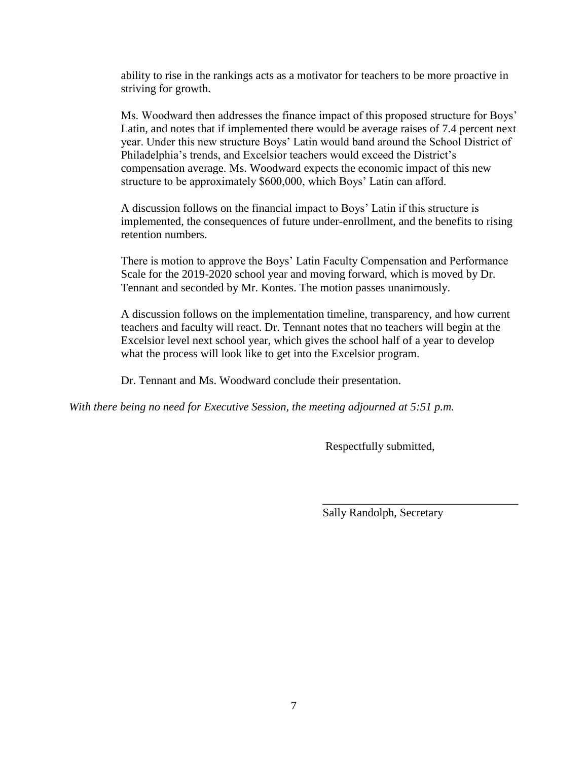ability to rise in the rankings acts as a motivator for teachers to be more proactive in striving for growth.

Ms. Woodward then addresses the finance impact of this proposed structure for Boys' Latin, and notes that if implemented there would be average raises of 7.4 percent next year. Under this new structure Boys' Latin would band around the School District of Philadelphia's trends, and Excelsior teachers would exceed the District's compensation average. Ms. Woodward expects the economic impact of this new structure to be approximately $600,000, which Boys' Latin can afford.

A discussion follows on the financial impact to Boys' Latin if this structure is implemented, the consequences of future under-enrollment, and the benefits to rising retention numbers.

There is motion to approve the Boys' Latin Faculty Compensation and Performance Scale for the 2019-2020 school year and moving forward, which is moved by Dr. Tennant and seconded by Mr. Kontes. The motion passes unanimously.

A discussion follows on the implementation timeline, transparency, and how current teachers and faculty will react. Dr. Tennant notes that no teachers will begin at the Excelsior level next school year, which gives the school half of a year to develop what the process will look like to get into the Excelsior program.

Dr. Tennant and Ms. Woodward conclude their presentation.

*With there being no need for Executive Session, the meeting adjourned at 5:51 p.m.*

Respectfully submitted,

\_\_\_\_\_\_\_\_\_\_\_\_\_\_\_\_\_\_\_\_\_\_\_\_\_\_\_\_\_\_\_\_\_\_\_\_

Sally Randolph, Secretary